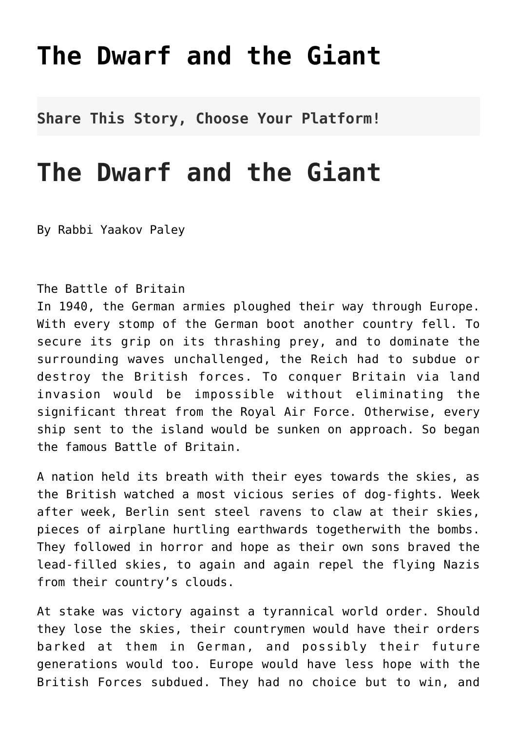# The Dwarf and the Giant

**Share This Story, Choose Your Platform!**

# The Dwarf and the Giant

By Rabbi Yaakov Paley

The Battle of Britain

In 1940, the German armies ploughed their way through Europe. With every stomp of the German boot another country fell. To secure its grip on its thrashing prey, and to dominate the surrounding waves unchallenged, the Reich had to subdue or destroy the British forces. To conquer Britain via land invasion would be impossible without eliminating the significant threat from the Royal Air Force. Otherwise, every ship sent to the island would be sunken on approach. So began the famous Battle of Britain.

A nation held its breath with their eyes towards the skies, as the British watched a most vicious series of dog-fights. Week after week, Berlin sent steel ravens to claw at their skies, pieces of airplane hurtling earthwards togetherwith the bombs. They followed in horror and hope as their own sons braved the lead-filled skies, to again and again repel the flying Nazis from their country's clouds.

At stake was victory against a tyrannical world order. Should they lose the skies, their countrymen would have their orders barked at them in German, and possibly their future generations would too. Europe would have less hope with the British Forces subdued. They had no choice but to win, and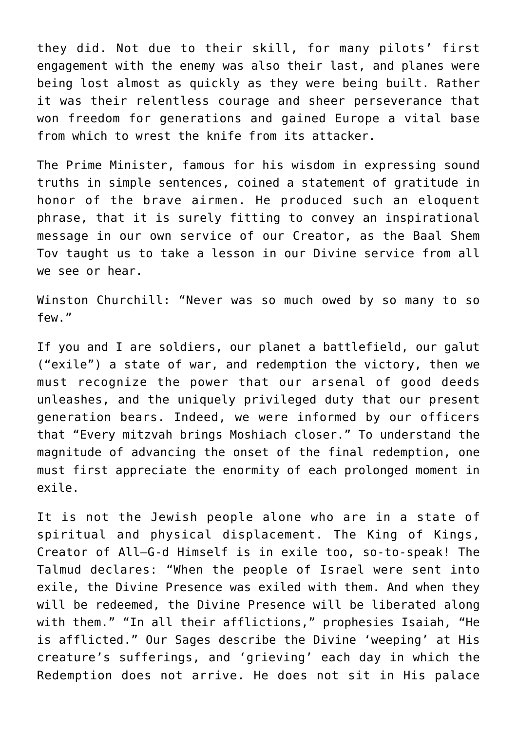they did. Not due to their skill, for many pilots' first engagement with the enemy was also their last, and planes were being lost almost as quickly as they were being built. Rather it was their relentless courage and sheer perseverance that won freedom for generations and gained Europe a vital base from which to wrest the knife from its attacker.

The Prime Minister, famous for his wisdom in expressing sound truths in simple sentences, coined a statement of gratitude in honor of the brave airmen. He produced such an eloquent phrase, that it is surely fitting to convey an inspirational message in our own service of our Creator, as the Baal Shem Tov taught us to take a lesson in our Divine service from all we see or hear.

Winston Churchill: "Never was so much owed by so many to so few."

If you and I are soldiers, our planet a battlefield, our galut ("exile") a state of war, and redemption the victory, then we must recognize the power that our arsenal of good deeds unleashes, and the uniquely privileged duty that our present generation bears. Indeed, we were informed by our officers that "Every mitzvah brings Moshiach closer." To understand the magnitude of advancing the onset of the final redemption, one must first appreciate the enormity of each prolonged moment in exile.

It is not the Jewish people alone who are in a state of spiritual and physical displacement. The King of Kings, Creator of All—G-d Himself is in exile too, so-to-speak! The Talmud declares: "When the people of Israel were sent into exile, the Divine Presence was exiled with them. And when they will be redeemed, the Divine Presence will be liberated along with them." "In all their afflictions," prophesies Isaiah, "He is afflicted." Our Sages describe the Divine 'weeping' at His creature's sufferings, and 'grieving' each day in which the Redemption does not arrive. He does not sit in His palace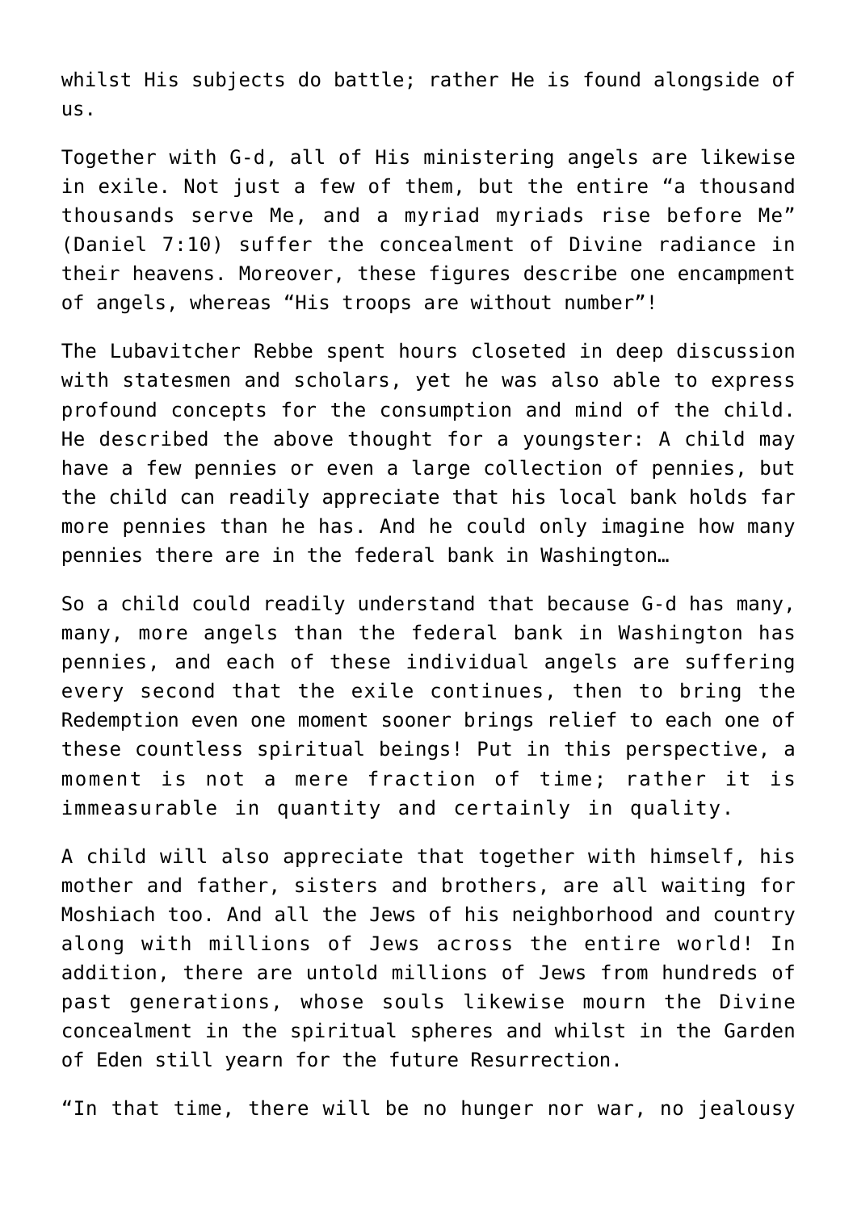whilst His subjects do battle; rather He is found alongside of us.

Together with G-d, all of His ministering angels are likewise in exile. Not just a few of them, but the entire "a thousand thousands serve Me, and a myriad myriads rise before Me" (Daniel 7:10) suffer the concealment of Divine radiance in their heavens. Moreover, these figures describe one encampment of angels, whereas "His troops are without number"!

The Lubavitcher Rebbe spent hours closeted in deep discussion with statesmen and scholars, yet he was also able to express profound concepts for the consumption and mind of the child. He described the above thought for a youngster: A child may have a few pennies or even a large collection of pennies, but the child can readily appreciate that his local bank holds far more pennies than he has. And he could only imagine how many pennies there are in the federal bank in Washington…

So a child could readily understand that because G-d has many, many, more angels than the federal bank in Washington has pennies, and each of these individual angels are suffering every second that the exile continues, then to bring the Redemption even one moment sooner brings relief to each one of these countless spiritual beings! Put in this perspective, a moment is not a mere fraction of time; rather it is immeasurable in quantity and certainly in quality.

A child will also appreciate that together with himself, his mother and father, sisters and brothers, are all waiting for Moshiach too. And all the Jews of his neighborhood and country along with millions of Jews across the entire world! In addition, there are untold millions of Jews from hundreds of past generations, whose souls likewise mourn the Divine concealment in the spiritual spheres and whilst in the Garden of Eden still yearn for the future Resurrection.

"In that time, there will be no hunger nor war, no jealousy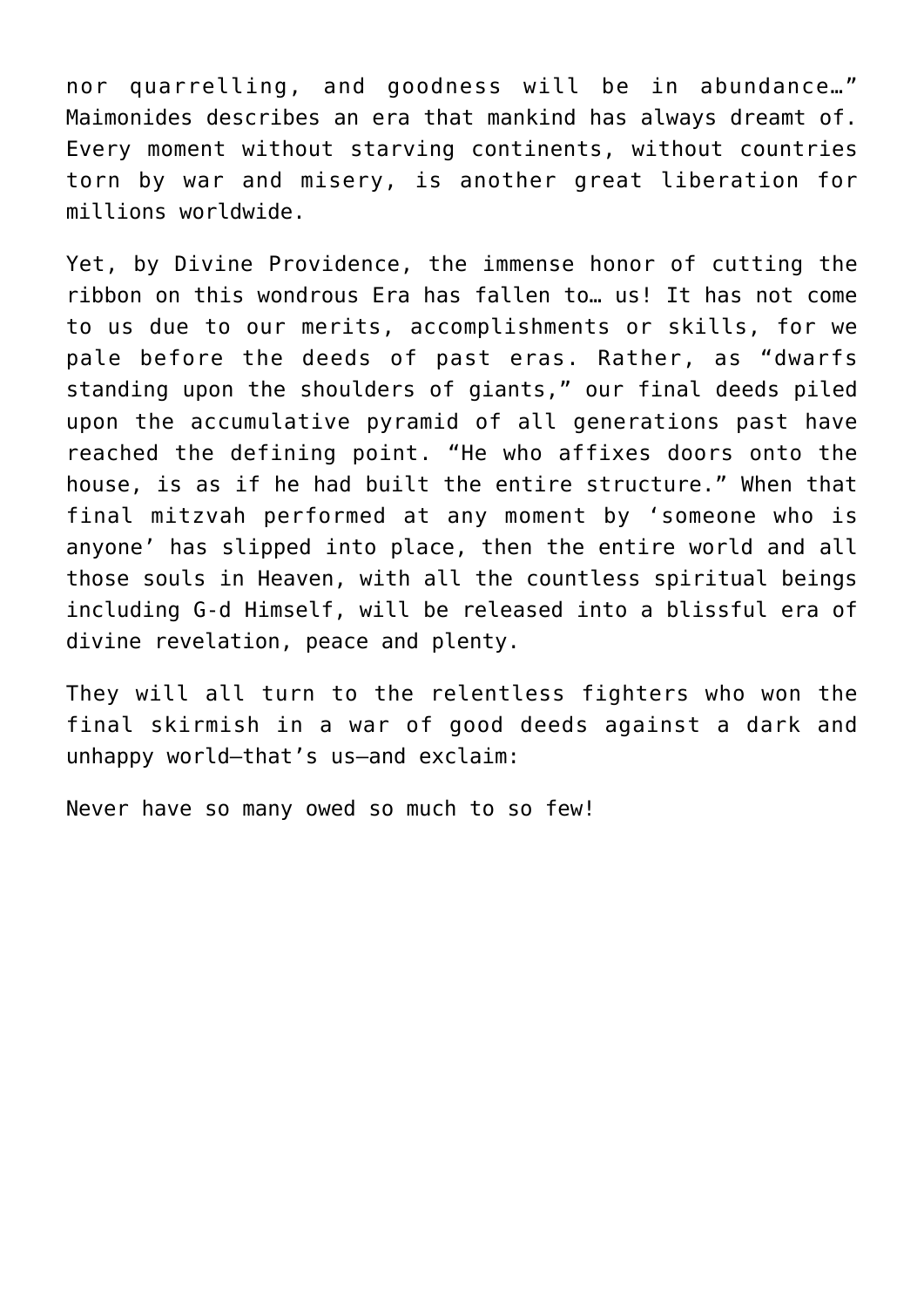nor quarrelling, and goodness will be in abundance…" Maimonides describes an era that mankind has always dreamt of. Every moment without starving continents, without countries torn by war and misery, is another great liberation for millions worldwide.

Yet, by Divine Providence, the immense honor of cutting the ribbon on this wondrous Era has fallen to… us! It has not come to us due to our merits, accomplishments or skills, for we pale before the deeds of past eras. Rather, as "dwarfs standing upon the shoulders of giants," our final deeds piled upon the accumulative pyramid of all generations past have reached the defining point. "He who affixes doors onto the house, is as if he had built the entire structure." When that final mitzvah performed at any moment by 'someone who is anyone' has slipped into place, then the entire world and all those souls in Heaven, with all the countless spiritual beings including G-d Himself, will be released into a blissful era of divine revelation, peace and plenty.

They will all turn to the relentless fighters who won the final skirmish in a war of good deeds against a dark and unhappy world—that's us—and exclaim:

Never have so many owed so much to so few!